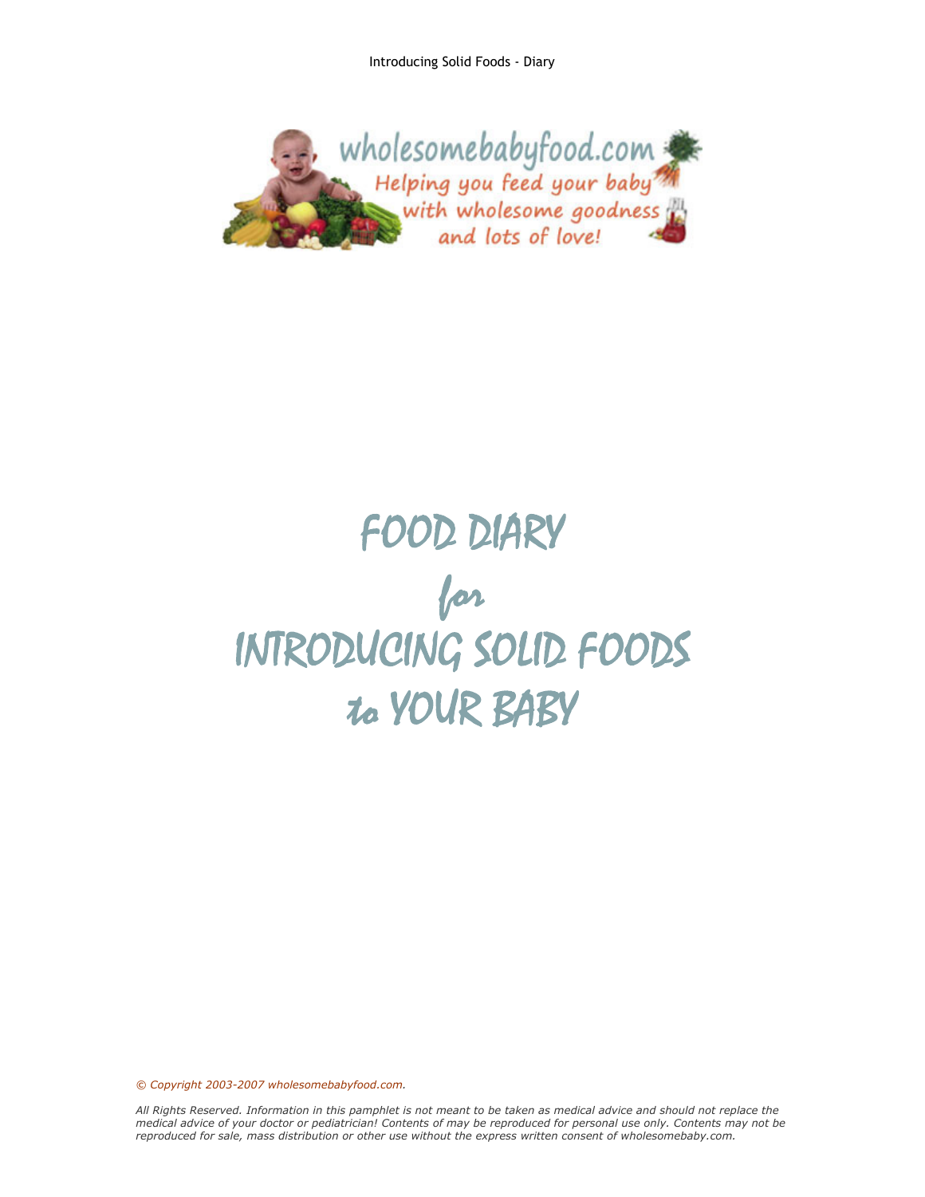# FOOD DIARY

## for

# INTRODUCING SOLID FOODS

## to YOUR BABY

*© Copyright 2003-2007 wholesomebabyfood.com.*

*All Rights Reserved. Information in this pamphlet is not meant to be taken as medical advice and should not replace the medical advice of your doctor or pediatrician! Contents of may be reproduced for personal use only. Contents may not be reproduced for sale, mass distribution or other use without the express written consent of wholesomebaby.com.*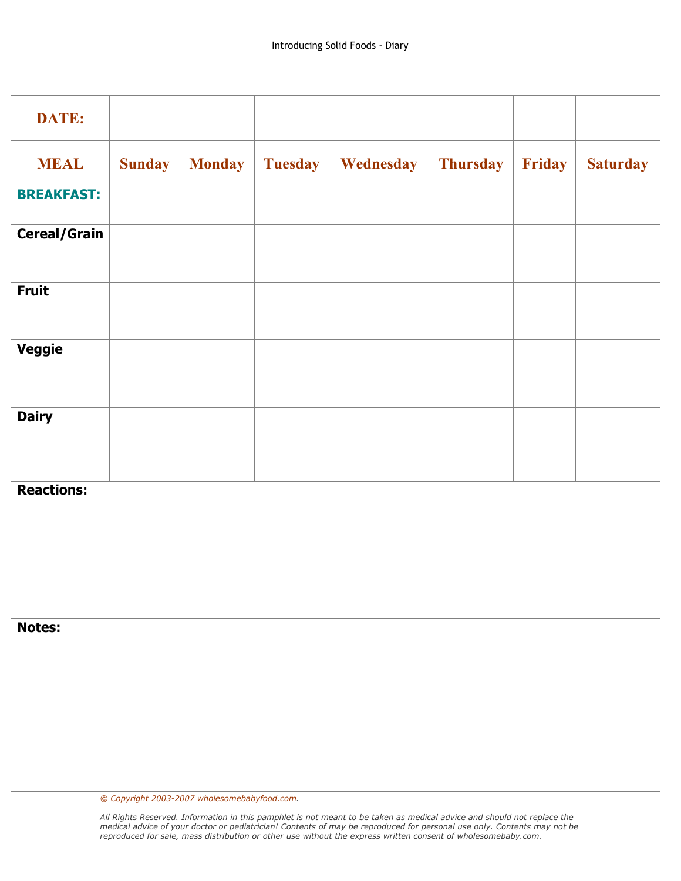Introducing Solid Foods - Diary

| DATE: | | | | | | | |
|---|---|---|---|---|---|---|---|
| **MEAL** | **Sunday** | **Monday** | **Tuesday** | **Wednesday** | **Thursday** | **Friday** | **Saturday** |
| **BREAKFAST:** | | | | | | | |
| **Cereal/Grain** | | | | | | | |
| **Fruit** | | | | | | | |
| **Veggie** | | | | | | | |
| **Dairy** | | | | | | | |

**Reactions:**

**Notes:**

*© Copyright 2003-2007 wholesomebabyfood.com.*

*All Rights Reserved. Information in this pamphlet is not meant to be taken as medical advice and should not replace the medical advice of your doctor or pediatrician! Contents of may be reproduced for personal use only. Contents may not be reproduced for sale, mass distribution or other use without the express written consent of wholesomebaby.com.*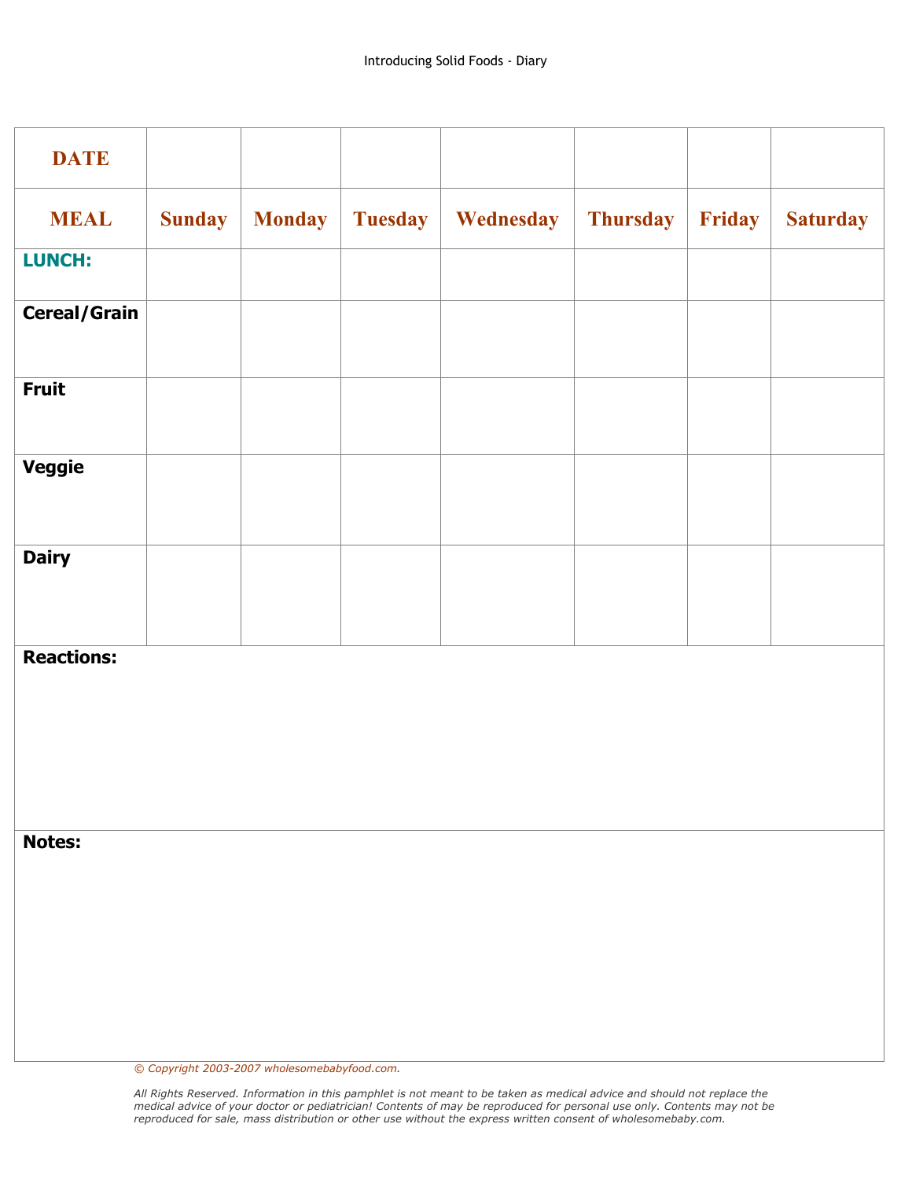| DATE | | | | | | | |
|---|---|---|---|---|---|---|---|
| **MEAL** | **Sunday** | **Monday** | **Tuesday** | **Wednesday** | **Thursday** | **Friday** | **Saturday** |
| **LUNCH:** | | | | | | | |
| **Cereal/Grain** | | | | | | | |
| **Fruit** | | | | | | | |
| **Veggie** | | | | | | | |
| **Dairy** | | | | | | | |

**Reactions:**

**Notes:**

*© Copyright 2003-2007 wholesomebabyfood.com.*

*All Rights Reserved. Information in this pamphlet is not meant to be taken as medical advice and should not replace the medical advice of your doctor or pediatrician! Contents of may be reproduced for personal use only. Contents may not be reproduced for sale, mass distribution or other use without the express written consent of wholesomebaby.com.*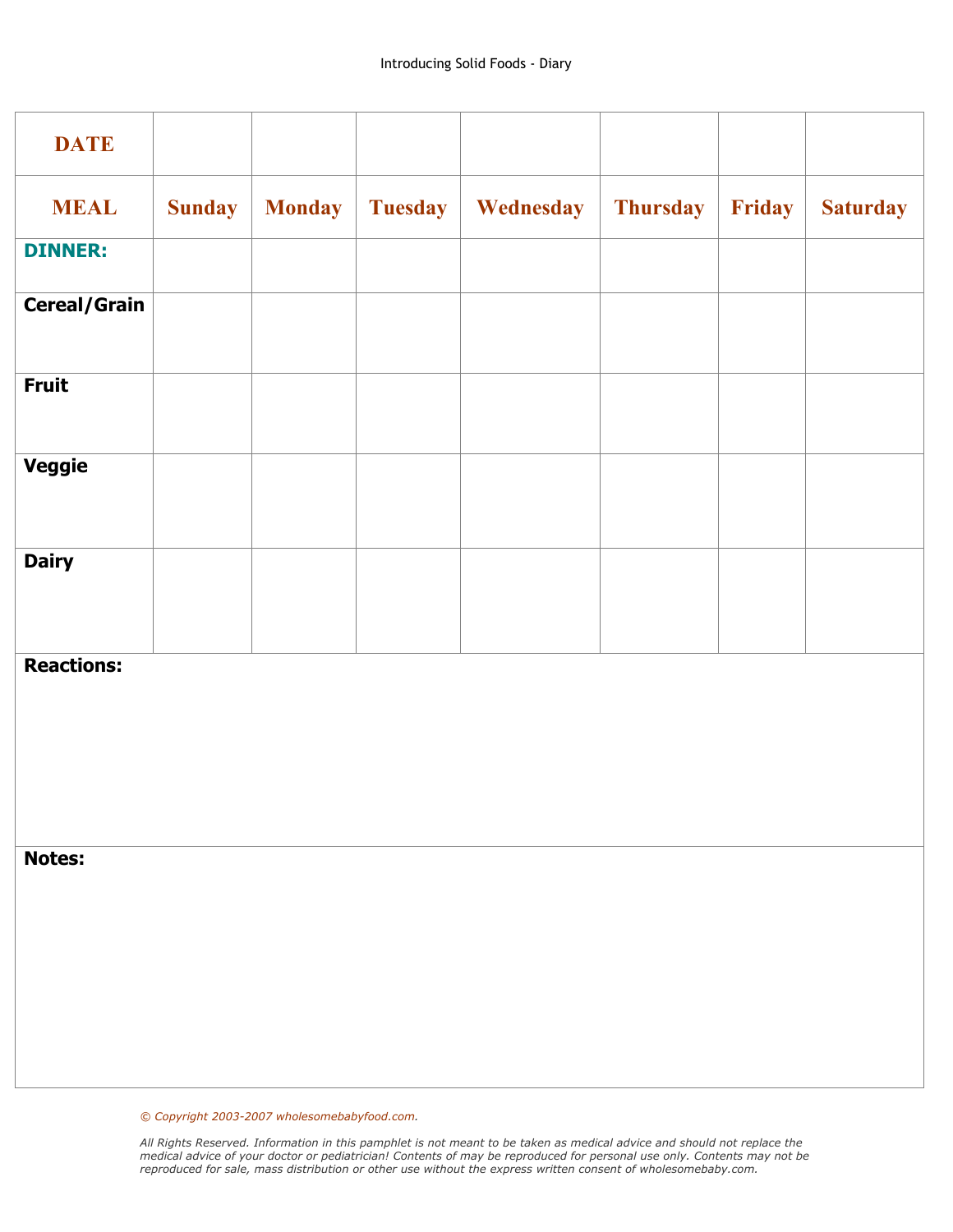# Introducing Solid Foods - Diary

| DATE | | | | | | | |
|---|---|---|---|---|---|---|---|
| **MEAL** | **Sunday** | **Monday** | **Tuesday** | **Wednesday** | **Thursday** | **Friday** | **Saturday** |
| **DINNER:** | | | | | | | |
| **Cereal/Grain** | | | | | | | |
| **Fruit** | | | | | | | |
| **Veggie** | | | | | | | |
| **Dairy** | | | | | | | |

**Reactions:**

**Notes:**

*© Copyright 2003-2007 wholesomebabyfood.com.*

*All Rights Reserved. Information in this pamphlet is not meant to be taken as medical advice and should not replace the medical advice of your doctor or pediatrician! Contents of may be reproduced for personal use only. Contents may not be reproduced for sale, mass distribution or other use without the express written consent of wholesomebaby.com.*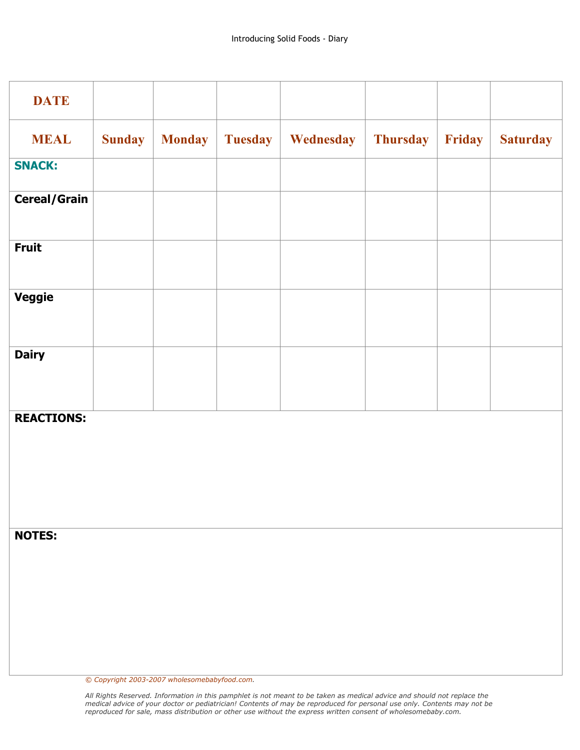Introducing Solid Foods - Diary

| DATE | | | | | | | |
|---|---|---|---|---|---|---|---|
| **MEAL** | **Sunday** | **Monday** | **Tuesday** | **Wednesday** | **Thursday** | **Friday** | **Saturday** |
| **SNACK:** | | | | | | | |
| **Cereal/Grain** | | | | | | | |
| **Fruit** | | | | | | | |
| **Veggie** | | | | | | | |
| **Dairy** | | | | | | | |

**REACTIONS:**

**NOTES:**

*© Copyright 2003-2007 wholesomebabyfood.com.*

*All Rights Reserved. Information in this pamphlet is not meant to be taken as medical advice and should not replace the medical advice of your doctor or pediatrician! Contents of may be reproduced for personal use only. Contents may not be reproduced for sale, mass distribution or other use without the express written consent of wholesomebaby.com.*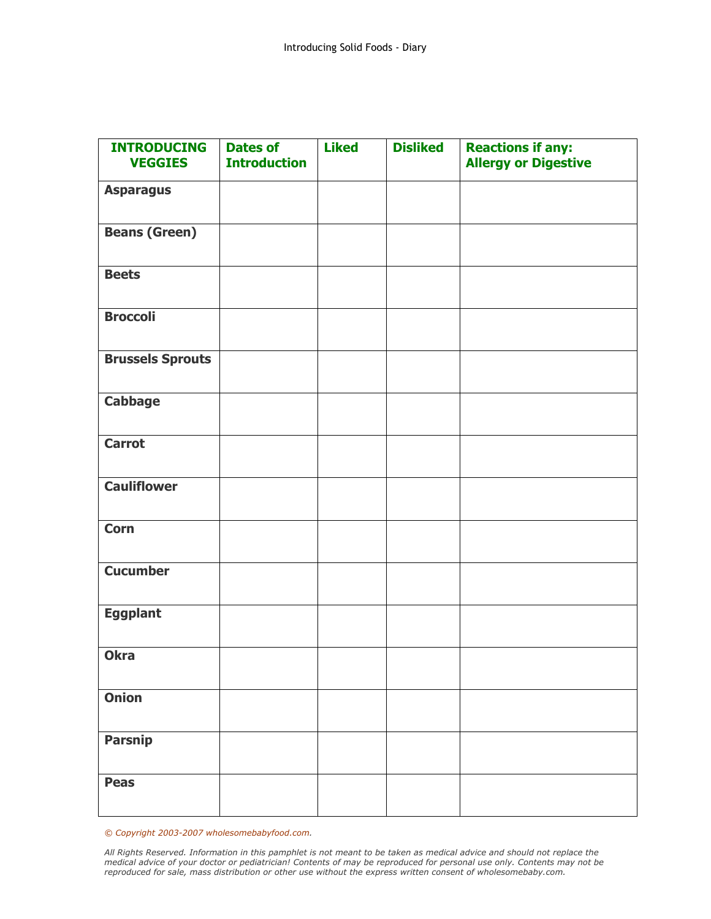| INTRODUCING VEGGIES | Dates of Introduction | Liked | Disliked | Reactions if any: Allergy or Digestive |
|---|---|---|---|---|
| **Asparagus** | | | | |
| **Beans (Green)** | | | | |
| **Beets** | | | | |
| **Broccoli** | | | | |
| **Brussels Sprouts** | | | | |
| **Cabbage** | | | | |
| **Carrot** | | | | |
| **Cauliflower** | | | | |
| **Corn** | | | | |
| **Cucumber** | | | | |
| **Eggplant** | | | | |
| **Okra** | | | | |
| **Onion** | | | | |
| **Parsnip** | | | | |
| **Peas** | | | | |

*© Copyright 2003-2007 wholesomebabyfood.com.*

*All Rights Reserved. Information in this pamphlet is not meant to be taken as medical advice and should not replace the medical advice of your doctor or pediatrician! Contents of may be reproduced for personal use only. Contents may not be reproduced for sale, mass distribution or other use without the express written consent of wholesomebaby.com.*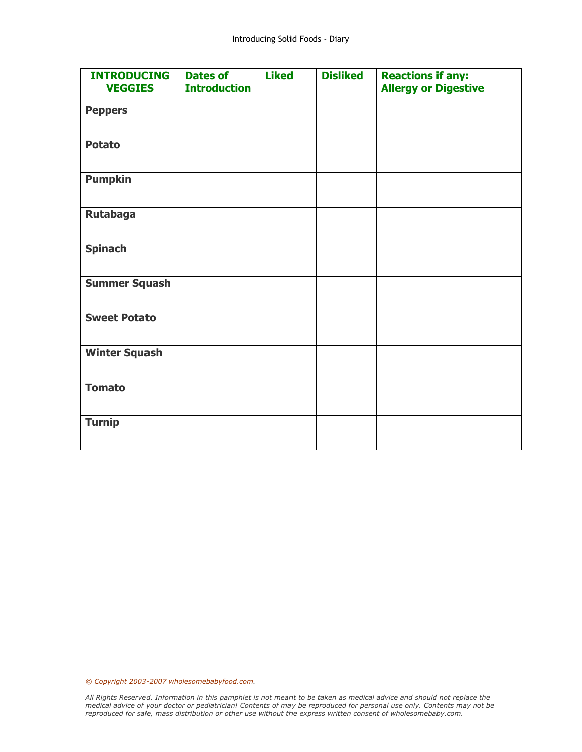| INTRODUCING VEGGIES | Dates of Introduction | Liked | Disliked | Reactions if any: Allergy or Digestive |
|---|---|---|---|---|
| **Peppers** | | | | |
| **Potato** | | | | |
| **Pumpkin** | | | | |
| **Rutabaga** | | | | |
| **Spinach** | | | | |
| **Summer Squash** | | | | |
| **Sweet Potato** | | | | |
| **Winter Squash** | | | | |
| **Tomato** | | | | |
| **Turnip** | | | | |

*© Copyright 2003-2007 wholesomebabyfood.com.*

*All Rights Reserved. Information in this pamphlet is not meant to be taken as medical advice and should not replace the medical advice of your doctor or pediatrician! Contents of may be reproduced for personal use only. Contents may not be reproduced for sale, mass distribution or other use without the express written consent of wholesomebaby.com.*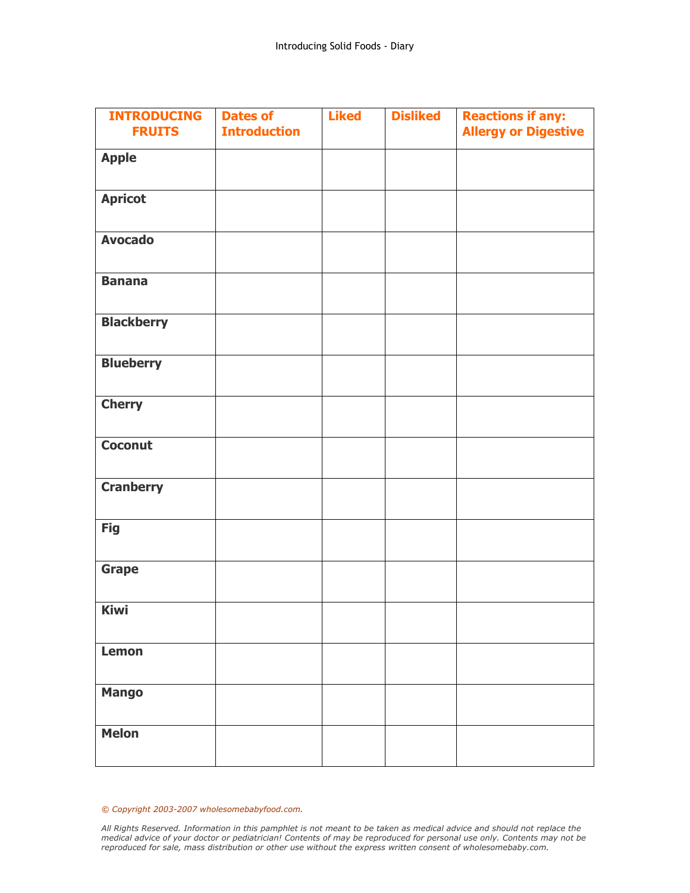| INTRODUCING FRUITS | Dates of Introduction | Liked | Disliked | Reactions if any: Allergy or Digestive |
|---|---|---|---|---|
| **Apple** | | | | |
| **Apricot** | | | | |
| **Avocado** | | | | |
| **Banana** | | | | |
| **Blackberry** | | | | |
| **Blueberry** | | | | |
| **Cherry** | | | | |
| **Coconut** | | | | |
| **Cranberry** | | | | |
| **Fig** | | | | |
| **Grape** | | | | |
| **Kiwi** | | | | |
| **Lemon** | | | | |
| **Mango** | | | | |
| **Melon** | | | | |

*© Copyright 2003-2007 wholesomebabyfood.com.*

*All Rights Reserved. Information in this pamphlet is not meant to be taken as medical advice and should not replace the medical advice of your doctor or pediatrician! Contents of may be reproduced for personal use only. Contents may not be reproduced for sale, mass distribution or other use without the express written consent of wholesomebaby.com.*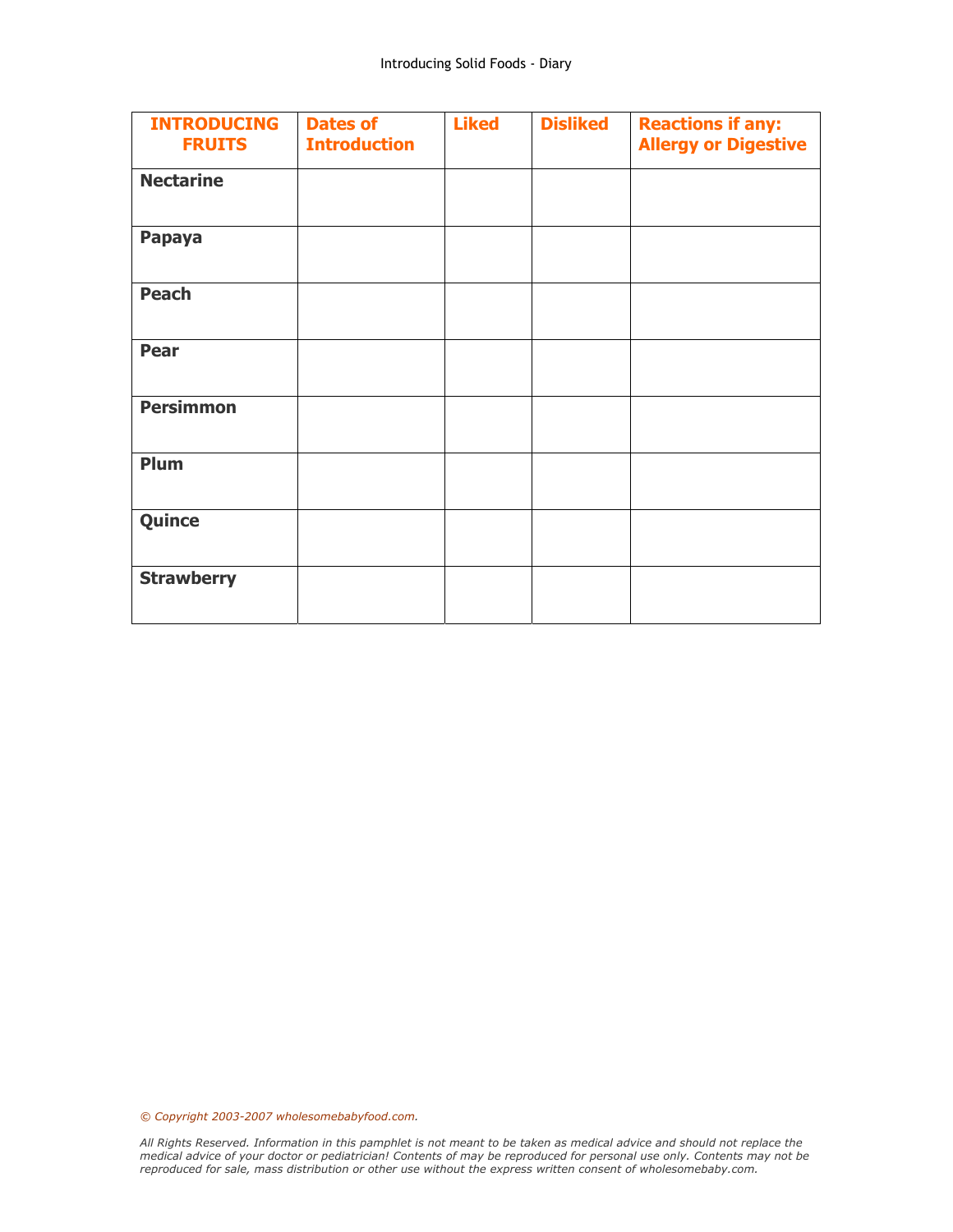| INTRODUCING FRUITS | Dates of Introduction | Liked | Disliked | Reactions if any: Allergy or Digestive |
|---|---|---|---|---|
| **Nectarine** | | | | |
| **Papaya** | | | | |
| **Peach** | | | | |
| **Pear** | | | | |
| **Persimmon** | | | | |
| **Plum** | | | | |
| **Quince** | | | | |
| **Strawberry** | | | | |

*© Copyright 2003-2007 wholesomebabyfood.com.*

*All Rights Reserved. Information in this pamphlet is not meant to be taken as medical advice and should not replace the medical advice of your doctor or pediatrician! Contents of may be reproduced for personal use only. Contents may not be reproduced for sale, mass distribution or other use without the express written consent of wholesomebaby.com.*